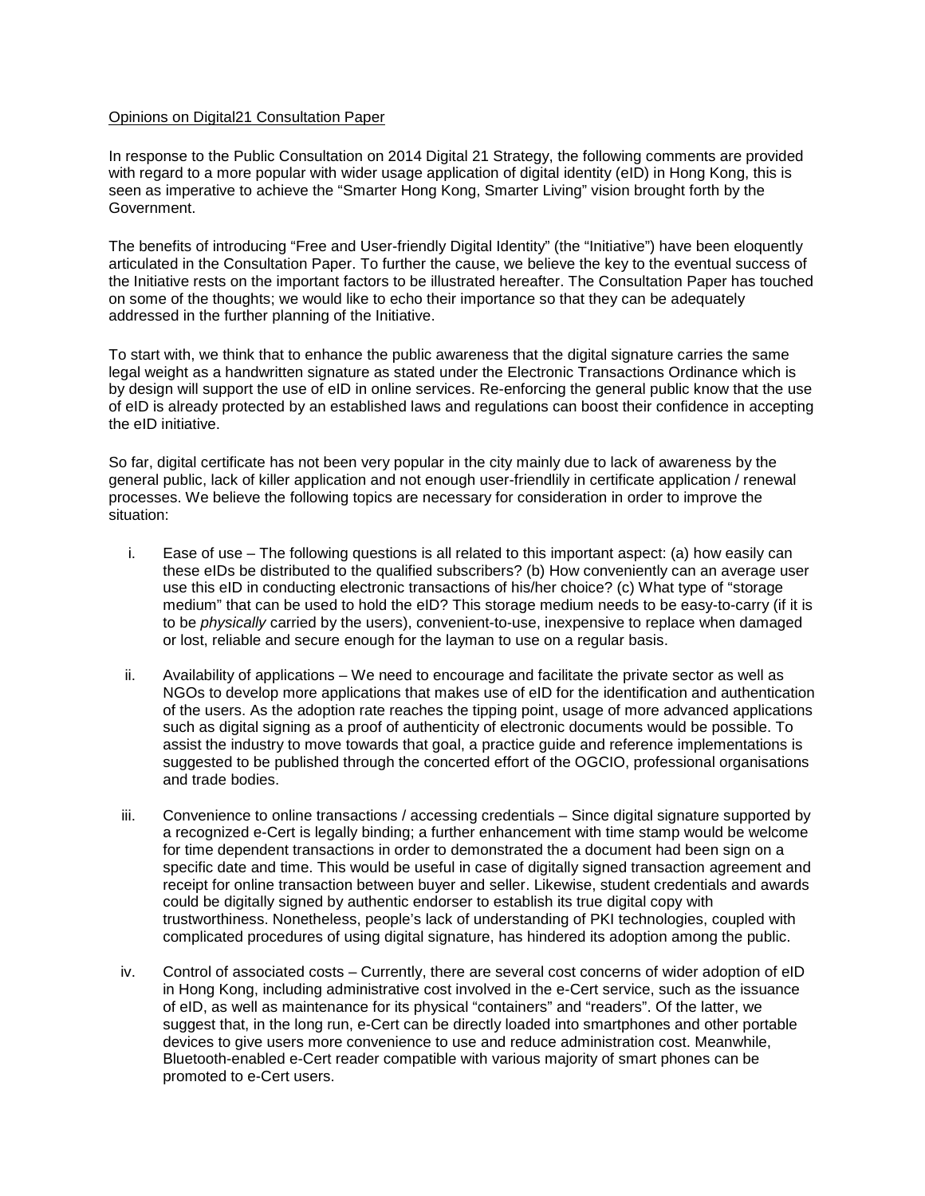<u>Opinions on Digital21 Consultation Paper</u>

In response to the Public Consultation on 2014 Digital 21 Strategy, the following comments are provided with regard to a more popular with wider usage application of digital identity (eID) in Hong Kong, this is seen as imperative to achieve the "Smarter Hong Kong, Smarter Living" vision brought forth by the Government.

The benefits of introducing "Free and User-friendly Digital Identity" (the "Initiative") have been eloquently articulated in the Consultation Paper. To further the cause, we believe the key to the eventual success of the Initiative rests on the important factors to be illustrated hereafter. The Consultation Paper has touched on some of the thoughts; we would like to echo their importance so that they can be adequately addressed in the further planning of the Initiative.

To start with, we think that to enhance the public awareness that the digital signature carries the same legal weight as a handwritten signature as stated under the Electronic Transactions Ordinance which is by design will support the use of eID in online services. Re-enforcing the general public know that the use of eID is already protected by an established laws and regulations can boost their confidence in accepting the eID initiative.

So far, digital certificate has not been very popular in the city mainly due to lack of awareness by the general public, lack of killer application and not enough user-friendlily in certificate application / renewal processes. We believe the following topics are necessary for consideration in order to improve the situation:

i. Ease of use – The following questions is all related to this important aspect: (a) how easily can these eIDs be distributed to the qualified subscribers? (b) How conveniently can an average user use this eID in conducting electronic transactions of his/her choice? (c) What type of "storage medium" that can be used to hold the eID? This storage medium needs to be easy-to-carry (if it is to be *physically* carried by the users), convenient-to-use, inexpensive to replace when damaged or lost, reliable and secure enough for the layman to use on a regular basis.

ii. Availability of applications – We need to encourage and facilitate the private sector as well as NGOs to develop more applications that makes use of eID for the identification and authentication of the users. As the adoption rate reaches the tipping point, usage of more advanced applications such as digital signing as a proof of authenticity of electronic documents would be possible. To assist the industry to move towards that goal, a practice guide and reference implementations is suggested to be published through the concerted effort of the OGCIO, professional organisations and trade bodies.

iii. Convenience to online transactions / accessing credentials – Since digital signature supported by a recognized e-Cert is legally binding; a further enhancement with time stamp would be welcome for time dependent transactions in order to demonstrated the a document had been sign on a specific date and time. This would be useful in case of digitally signed transaction agreement and receipt for online transaction between buyer and seller. Likewise, student credentials and awards could be digitally signed by authentic endorser to establish its true digital copy with trustworthiness. Nonetheless, people's lack of understanding of PKI technologies, coupled with complicated procedures of using digital signature, has hindered its adoption among the public.

iv. Control of associated costs – Currently, there are several cost concerns of wider adoption of eID in Hong Kong, including administrative cost involved in the e-Cert service, such as the issuance of eID, as well as maintenance for its physical "containers" and "readers". Of the latter, we suggest that, in the long run, e-Cert can be directly loaded into smartphones and other portable devices to give users more convenience to use and reduce administration cost. Meanwhile, Bluetooth-enabled e-Cert reader compatible with various majority of smart phones can be promoted to e-Cert users.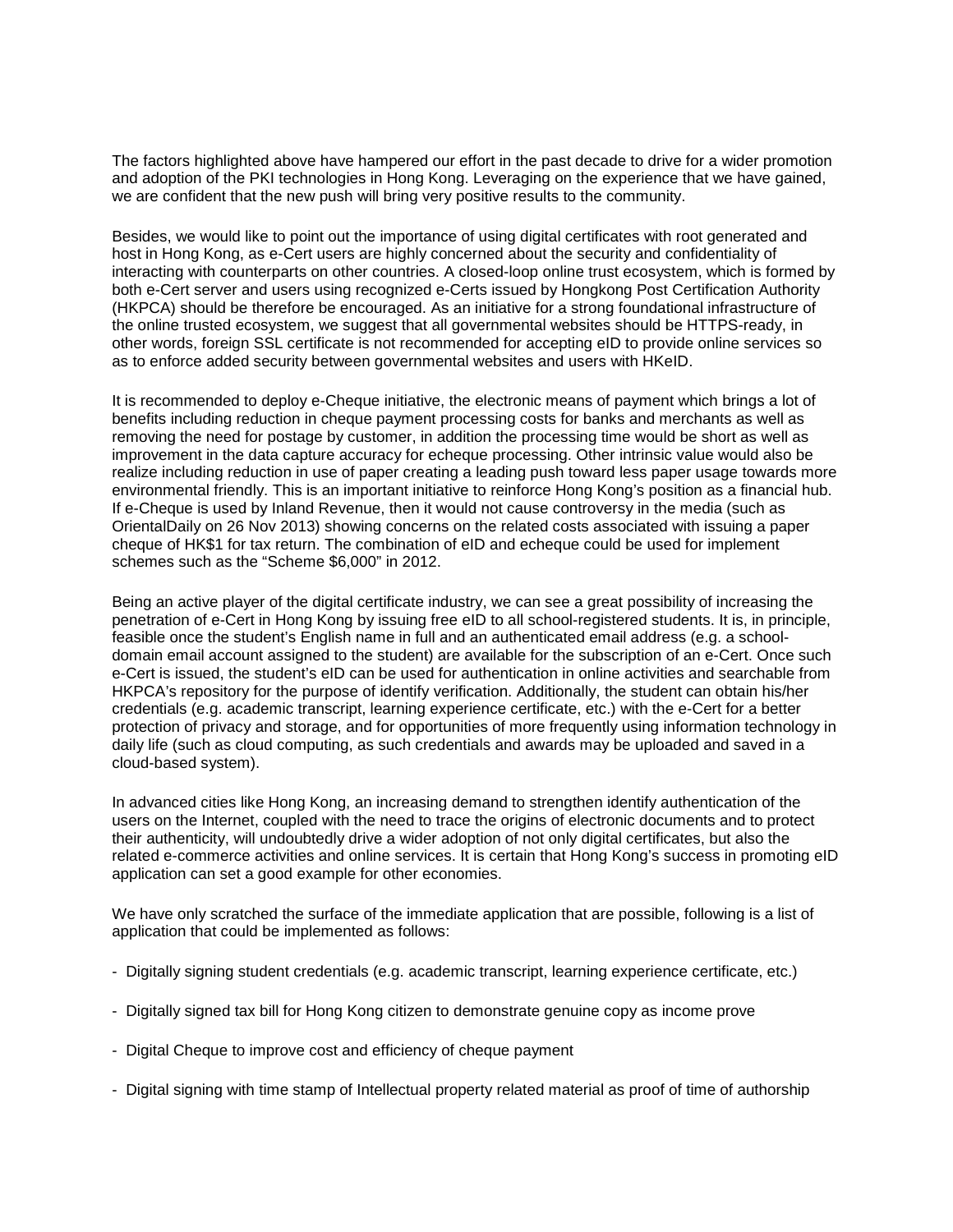The factors highlighted above have hampered our effort in the past decade to drive for a wider promotion and adoption of the PKI technologies in Hong Kong. Leveraging on the experience that we have gained, we are confident that the new push will bring very positive results to the community.

Besides, we would like to point out the importance of using digital certificates with root generated and host in Hong Kong, as e-Cert users are highly concerned about the security and confidentiality of interacting with counterparts on other countries. A closed-loop online trust ecosystem, which is formed by both e-Cert server and users using recognized e-Certs issued by Hongkong Post Certification Authority (HKPCA) should be therefore be encouraged. As an initiative for a strong foundational infrastructure of the online trusted ecosystem, we suggest that all governmental websites should be HTTPS-ready, in other words, foreign SSL certificate is not recommended for accepting eID to provide online services so as to enforce added security between governmental websites and users with HKeID.

It is recommended to deploy e-Cheque initiative, the electronic means of payment which brings a lot of benefits including reduction in cheque payment processing costs for banks and merchants as well as removing the need for postage by customer, in addition the processing time would be short as well as improvement in the data capture accuracy for echeque processing. Other intrinsic value would also be realize including reduction in use of paper creating a leading push toward less paper usage towards more environmental friendly. This is an important initiative to reinforce Hong Kong's position as a financial hub. If e-Cheque is used by Inland Revenue, then it would not cause controversy in the media (such as OrientalDaily on 26 Nov 2013) showing concerns on the related costs associated with issuing a paper cheque of HK$1 for tax return. The combination of eID and echeque could be used for implement schemes such as the "Scheme $6,000" in 2012.

Being an active player of the digital certificate industry, we can see a great possibility of increasing the penetration of e-Cert in Hong Kong by issuing free eID to all school-registered students. It is, in principle, feasible once the student's English name in full and an authenticated email address (e.g. a school-domain email account assigned to the student) are available for the subscription of an e-Cert. Once such e-Cert is issued, the student's eID can be used for authentication in online activities and searchable from HKPCA's repository for the purpose of identify verification. Additionally, the student can obtain his/her credentials (e.g. academic transcript, learning experience certificate, etc.) with the e-Cert for a better protection of privacy and storage, and for opportunities of more frequently using information technology in daily life (such as cloud computing, as such credentials and awards may be uploaded and saved in a cloud-based system).

In advanced cities like Hong Kong, an increasing demand to strengthen identify authentication of the users on the Internet, coupled with the need to trace the origins of electronic documents and to protect their authenticity, will undoubtedly drive a wider adoption of not only digital certificates, but also the related e-commerce activities and online services. It is certain that Hong Kong's success in promoting eID application can set a good example for other economies.

We have only scratched the surface of the immediate application that are possible, following is a list of application that could be implemented as follows:

- Digitally signing student credentials (e.g. academic transcript, learning experience certificate, etc.)

- Digitally signed tax bill for Hong Kong citizen to demonstrate genuine copy as income prove

- Digital Cheque to improve cost and efficiency of cheque payment

- Digital signing with time stamp of Intellectual property related material as proof of time of authorship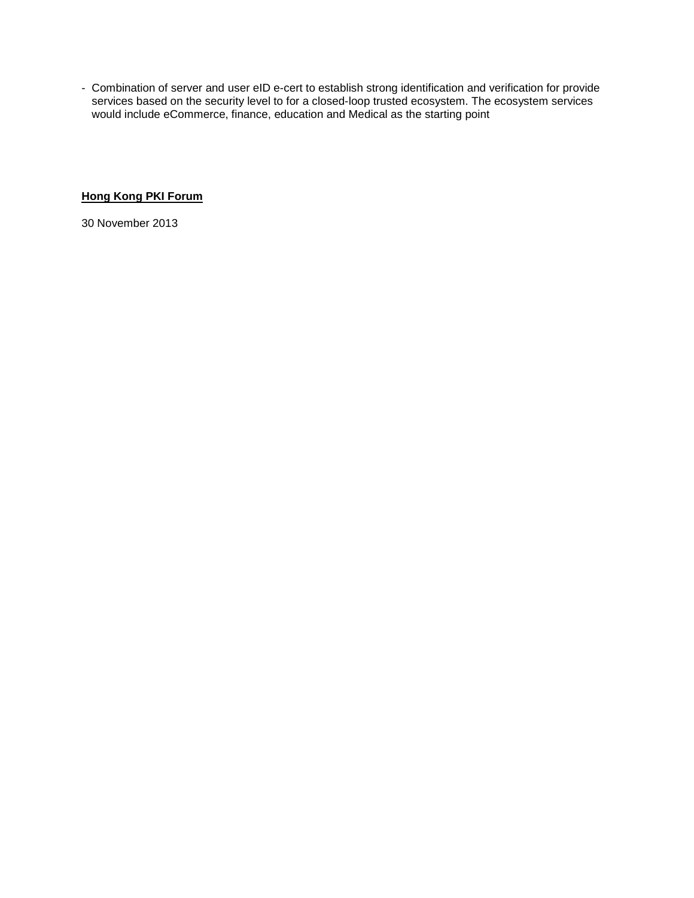- Combination of server and user eID e-cert to establish strong identification and verification for provide services based on the security level to for a closed-loop trusted ecosystem. The ecosystem services would include eCommerce, finance, education and Medical as the starting point

**Hong Kong PKI Forum**

30 November 2013